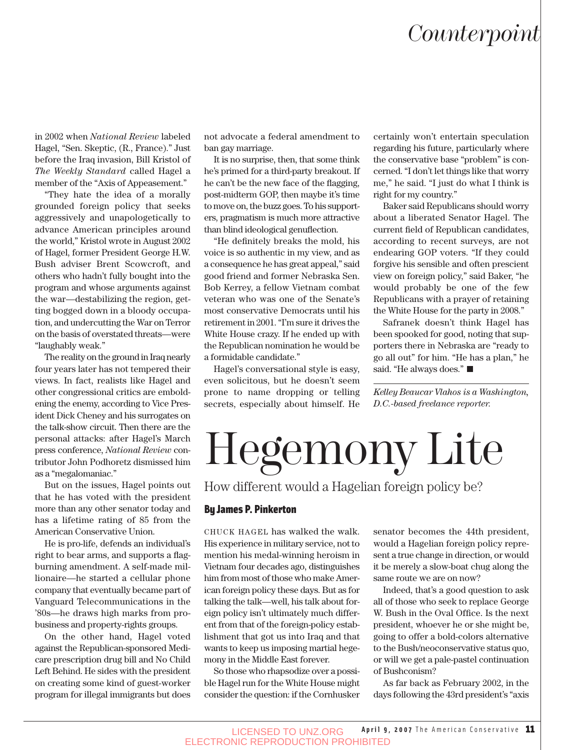in 2002 when *National Review* labeled Hagel, "Sen. Skeptic, (R., France)." Just before the Iraq invasion, Bill Kristol of *The Weekly Standard* called Hagel a member of the "Axis of Appeasement."

"They hate the idea of a morally grounded foreign policy that seeks aggressively and unapologetically to advance American principles around the world," Kristol wrote in August 2002 of Hagel, former President George H.W. Bush adviser Brent Scowcroft, and others who hadn't fully bought into the program and whose arguments against the war—destabilizing the region, getting bogged down in a bloody occupation, and undercutting the War on Terror on the basis of overstated threats—were "laughably weak."

The reality on the ground in Iraq nearly four years later has not tempered their views. In fact, realists like Hagel and other congressional critics are emboldening the enemy, according to Vice President Dick Cheney and his surrogates on the talk-show circuit. Then there are the personal attacks: after Hagel's March press conference, *National Review* contributor John Podhoretz dismissed him as a "megalomaniac."

But on the issues, Hagel points out that he has voted with the president more than any other senator today and has a lifetime rating of 85 from the American Conservative Union.

He is pro-life, defends an individual's right to bear arms, and supports a flag-burning amendment. A self-made millionaire—he started a cellular phone company that eventually became part of Vanguard Telecommunications in the '80s—he draws high marks from pro-business and property-rights groups.

On the other hand, Hagel voted against the Republican-sponsored Medicare prescription drug bill and No Child Left Behind. He sides with the president on creating some kind of guest-worker program for illegal immigrants but does not advocate a federal amendment to ban gay marriage.

It is no surprise, then, that some think he's primed for a third-party breakout. If he can't be the new face of the flagging, post-midterm GOP, then maybe it's time to move on, the buzz goes. To his supporters, pragmatism is much more attractive than blind ideological genuflection.

"He definitely breaks the mold, his voice is so authentic in my view, and as a consequence he has great appeal," said good friend and former Nebraska Sen. Bob Kerrey, a fellow Vietnam combat veteran who was one of the Senate's most conservative Democrats until his retirement in 2001. "I'm sure it drives the White House crazy. If he ended up with the Republican nomination he would be a formidable candidate."

Hagel's conversational style is easy, even solicitous, but he doesn't seem prone to name dropping or telling secrets, especially about himself. He certainly won't entertain speculation regarding his future, particularly where the conservative base "problem" is concerned. "I don't let things like that worry me," he said. "I just do what I think is right for my country."

Baker said Republicans should worry about a liberated Senator Hagel. The current field of Republican candidates, according to recent surveys, are not endearing GOP voters. "If they could forgive his sensible and often prescient view on foreign policy," said Baker, "he would probably be one of the few Republicans with a prayer of retaining the White House for the party in 2008."

Safranek doesn't think Hagel has been spooked for good, noting that supporters there in Nebraska are "ready to go all out" for him. "He has a plan," he said. "He always does." ■

---

*Kelley Beaucar Vlahos is a Washington, D.C.-based freelance reporter.*

# Hegemony Lite

## How different would a Hagelian foreign policy be?

**By James P. Pinkerton**

CHUCK HAGEL has walked the walk. His experience in military service, not to mention his medal-winning heroism in Vietnam four decades ago, distinguishes him from most of those who make American foreign policy these days. But as for talking the talk—well, his talk about foreign policy isn't ultimately much different from that of the foreign-policy establishment that got us into Iraq and that wants to keep us imposing martial hegemony in the Middle East forever.

So those who rhapsodize over a possible Hagel run for the White House might consider the question: if the Cornhusker senator becomes the 44th president, would a Hagelian foreign policy represent a true change in direction, or would it be merely a slow-boat chug along the same route we are on now?

Indeed, that's a good question to ask all of those who seek to replace George W. Bush in the Oval Office. Is the next president, whoever he or she might be, going to offer a bold-colors alternative to the Bush/neoconservative status quo, or will we get a pale-pastel continuation of Bushconism?

As far back as February 2002, in the days following the 43rd president's "axis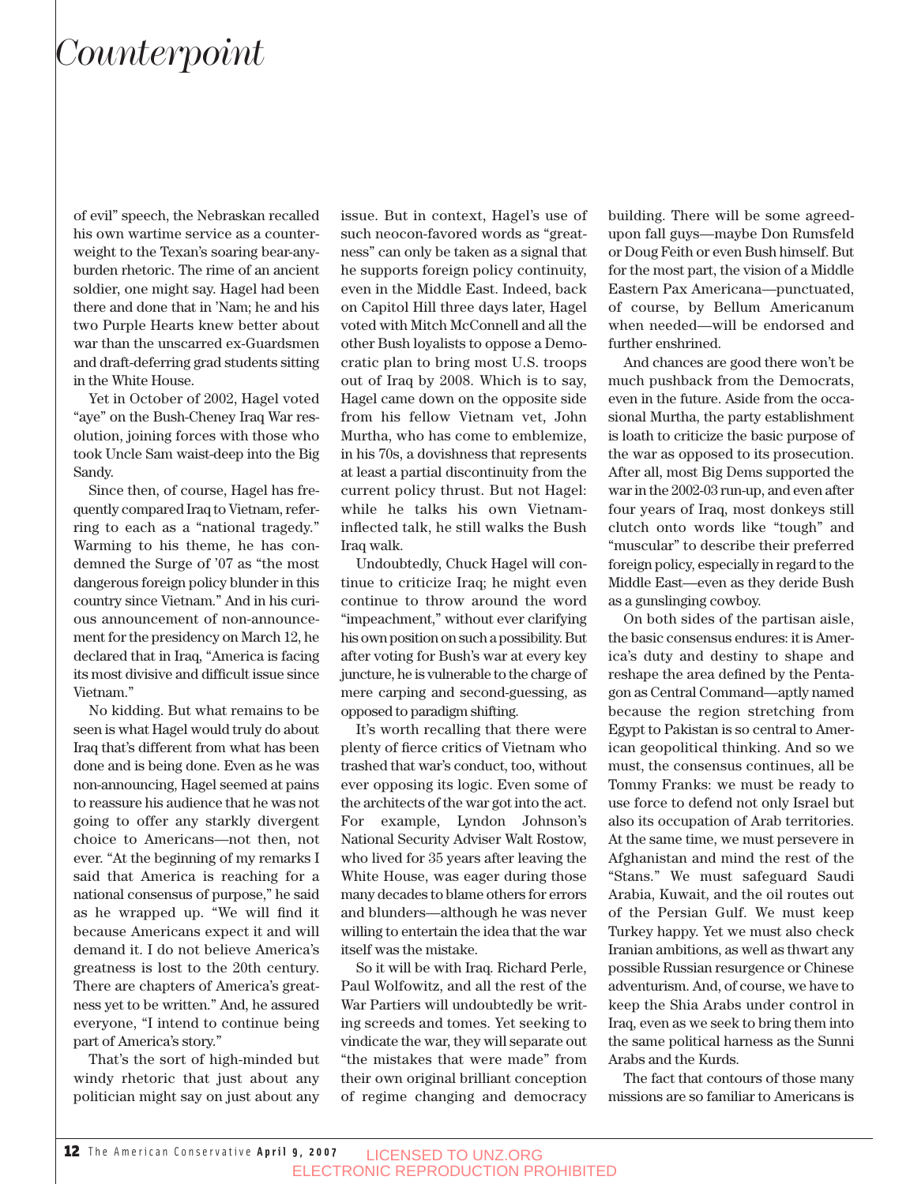of evil" speech, the Nebraskan recalled his own wartime service as a counterweight to the Texan's soaring bear-any-burden rhetoric. The rime of an ancient soldier, one might say. Hagel had been there and done that in 'Nam; he and his two Purple Hearts knew better about war than the unscarred ex-Guardsmen and draft-deferring grad students sitting in the White House.

Yet in October of 2002, Hagel voted "aye" on the Bush-Cheney Iraq War resolution, joining forces with those who took Uncle Sam waist-deep into the Big Sandy.

Since then, of course, Hagel has frequently compared Iraq to Vietnam, referring to each as a "national tragedy." Warming to his theme, he has condemned the Surge of '07 as "the most dangerous foreign policy blunder in this country since Vietnam." And in his curious announcement of non-announcement for the presidency on March 12, he declared that in Iraq, "America is facing its most divisive and difficult issue since Vietnam."

No kidding. But what remains to be seen is what Hagel would truly do about Iraq that's different from what has been done and is being done. Even as he was non-announcing, Hagel seemed at pains to reassure his audience that he was not going to offer any starkly divergent choice to Americans—not then, not ever. "At the beginning of my remarks I said that America is reaching for a national consensus of purpose," he said as he wrapped up. "We will find it because Americans expect it and will demand it. I do not believe America's greatness is lost to the 20th century. There are chapters of America's greatness yet to be written." And, he assured everyone, "I intend to continue being part of America's story."

That's the sort of high-minded but windy rhetoric that just about any politician might say on just about any issue. But in context, Hagel's use of such neocon-favored words as "greatness" can only be taken as a signal that he supports foreign policy continuity, even in the Middle East. Indeed, back on Capitol Hill three days later, Hagel voted with Mitch McConnell and all the other Bush loyalists to oppose a Democratic plan to bring most U.S. troops out of Iraq by 2008. Which is to say, Hagel came down on the opposite side from his fellow Vietnam vet, John Murtha, who has come to emblemize, in his 70s, a dovishness that represents at least a partial discontinuity from the current policy thrust. But not Hagel: while he talks his own Vietnam-inflected talk, he still walks the Bush Iraq walk.

Undoubtedly, Chuck Hagel will continue to criticize Iraq; he might even continue to throw around the word "impeachment," without ever clarifying his own position on such a possibility. But after voting for Bush's war at every key juncture, he is vulnerable to the charge of mere carping and second-guessing, as opposed to paradigm shifting.

It's worth recalling that there were plenty of fierce critics of Vietnam who trashed that war's conduct, too, without ever opposing its logic. Even some of the architects of the war got into the act. For example, Lyndon Johnson's National Security Adviser Walt Rostow, who lived for 35 years after leaving the White House, was eager during those many decades to blame others for errors and blunders—although he was never willing to entertain the idea that the war itself was the mistake.

So it will be with Iraq. Richard Perle, Paul Wolfowitz, and all the rest of the War Partiers will undoubtedly be writing screeds and tomes. Yet seeking to vindicate the war, they will separate out "the mistakes that were made" from their own original brilliant conception of regime changing and democracy building. There will be some agreed-upon fall guys—maybe Don Rumsfeld or Doug Feith or even Bush himself. But for the most part, the vision of a Middle Eastern Pax Americana—punctuated, of course, by Bellum Americanum when needed—will be endorsed and further enshrined.

And chances are good there won't be much pushback from the Democrats, even in the future. Aside from the occasional Murtha, the party establishment is loath to criticize the basic purpose of the war as opposed to its prosecution. After all, most Big Dems supported the war in the 2002-03 run-up, and even after four years of Iraq, most donkeys still clutch onto words like "tough" and "muscular" to describe their preferred foreign policy, especially in regard to the Middle East—even as they deride Bush as a gunslinging cowboy.

On both sides of the partisan aisle, the basic consensus endures: it is America's duty and destiny to shape and reshape the area defined by the Pentagon as Central Command—aptly named because the region stretching from Egypt to Pakistan is so central to American geopolitical thinking. And so we must, the consensus continues, all be Tommy Franks: we must be ready to use force to defend not only Israel but also its occupation of Arab territories. At the same time, we must persevere in Afghanistan and mind the rest of the "Stans." We must safeguard Saudi Arabia, Kuwait, and the oil routes out of the Persian Gulf. We must keep Turkey happy. Yet we must also check Iranian ambitions, as well as thwart any possible Russian resurgence or Chinese adventurism. And, of course, we have to keep the Shia Arabs under control in Iraq, even as we seek to bring them into the same political harness as the Sunni Arabs and the Kurds.

The fact that contours of those many missions are so familiar to Americans is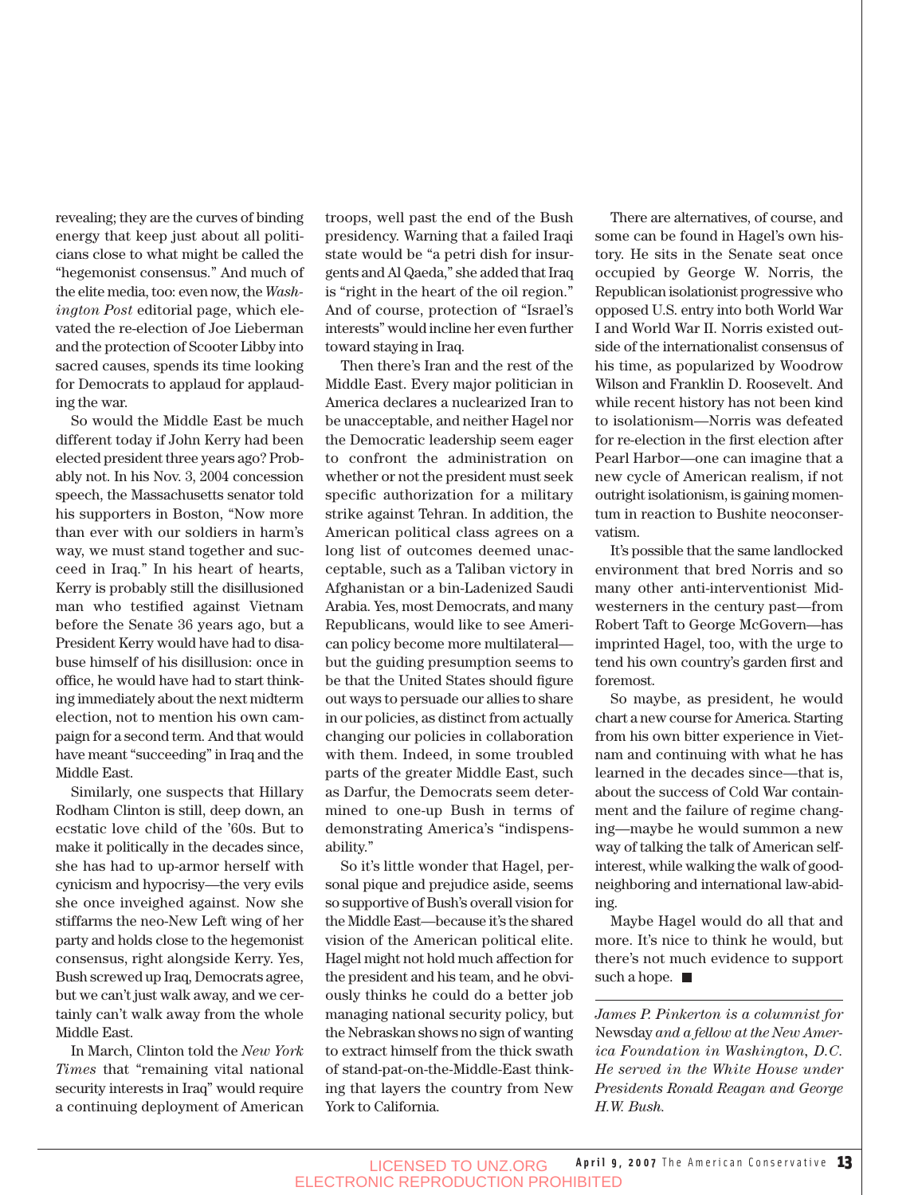revealing; they are the curves of binding energy that keep just about all politicians close to what might be called the "hegemonist consensus." And much of the elite media, too: even now, the *Washington Post* editorial page, which elevated the re-election of Joe Lieberman and the protection of Scooter Libby into sacred causes, spends its time looking for Democrats to applaud for applauding the war.

So would the Middle East be much different today if John Kerry had been elected president three years ago? Probably not. In his Nov. 3, 2004 concession speech, the Massachusetts senator told his supporters in Boston, "Now more than ever with our soldiers in harm's way, we must stand together and succeed in Iraq." In his heart of hearts, Kerry is probably still the disillusioned man who testified against Vietnam before the Senate 36 years ago, but a President Kerry would have had to disabuse himself of his disillusion: once in office, he would have had to start thinking immediately about the next midterm election, not to mention his own campaign for a second term. And that would have meant "succeeding" in Iraq and the Middle East.

Similarly, one suspects that Hillary Rodham Clinton is still, deep down, an ecstatic love child of the '60s. But to make it politically in the decades since, she has had to up-armor herself with cynicism and hypocrisy—the very evils she once inveighed against. Now she stiffarms the neo-New Left wing of her party and holds close to the hegemonist consensus, right alongside Kerry. Yes, Bush screwed up Iraq, Democrats agree, but we can't just walk away, and we certainly can't walk away from the whole Middle East.

In March, Clinton told the *New York Times* that "remaining vital national security interests in Iraq" would require a continuing deployment of American troops, well past the end of the Bush presidency. Warning that a failed Iraqi state would be "a petri dish for insurgents and Al Qaeda," she added that Iraq is "right in the heart of the oil region." And of course, protection of "Israel's interests" would incline her even further toward staying in Iraq.

Then there's Iran and the rest of the Middle East. Every major politician in America declares a nuclearized Iran to be unacceptable, and neither Hagel nor the Democratic leadership seem eager to confront the administration on whether or not the president must seek specific authorization for a military strike against Tehran. In addition, the American political class agrees on a long list of outcomes deemed unacceptable, such as a Taliban victory in Afghanistan or a bin-Ladenized Saudi Arabia. Yes, most Democrats, and many Republicans, would like to see American policy become more multilateral—but the guiding presumption seems to be that the United States should figure out ways to persuade our allies to share in our policies, as distinct from actually changing our policies in collaboration with them. Indeed, in some troubled parts of the greater Middle East, such as Darfur, the Democrats seem determined to one-up Bush in terms of demonstrating America's "indispensability."

So it's little wonder that Hagel, personal pique and prejudice aside, seems so supportive of Bush's overall vision for the Middle East—because it's the shared vision of the American political elite. Hagel might not hold much affection for the president and his team, and he obviously thinks he could do a better job managing national security policy, but the Nebraskan shows no sign of wanting to extract himself from the thick swath of stand-pat-on-the-Middle-East thinking that layers the country from New York to California.

There are alternatives, of course, and some can be found in Hagel's own history. He sits in the Senate seat once occupied by George W. Norris, the Republican isolationist progressive who opposed U.S. entry into both World War I and World War II. Norris existed outside of the internationalist consensus of his time, as popularized by Woodrow Wilson and Franklin D. Roosevelt. And while recent history has not been kind to isolationism—Norris was defeated for re-election in the first election after Pearl Harbor—one can imagine that a new cycle of American realism, if not outright isolationism, is gaining momentum in reaction to Bushite neoconservatism.

It's possible that the same landlocked environment that bred Norris and so many other anti-interventionist Midwesterners in the century past—from Robert Taft to George McGovern—has imprinted Hagel, too, with the urge to tend his own country's garden first and foremost.

So maybe, as president, he would chart a new course for America. Starting from his own bitter experience in Vietnam and continuing with what he has learned in the decades since—that is, about the success of Cold War containment and the failure of regime changing—maybe he would summon a new way of talking the talk of American self-interest, while walking the walk of good-neighboring and international law-abiding.

Maybe Hagel would do all that and more. It's nice to think he would, but there's not much evidence to support such a hope. ■

---

*James P. Pinkerton is a columnist for* Newsday *and a fellow at the New America Foundation in Washington, D.C. He served in the White House under Presidents Ronald Reagan and George H.W. Bush.*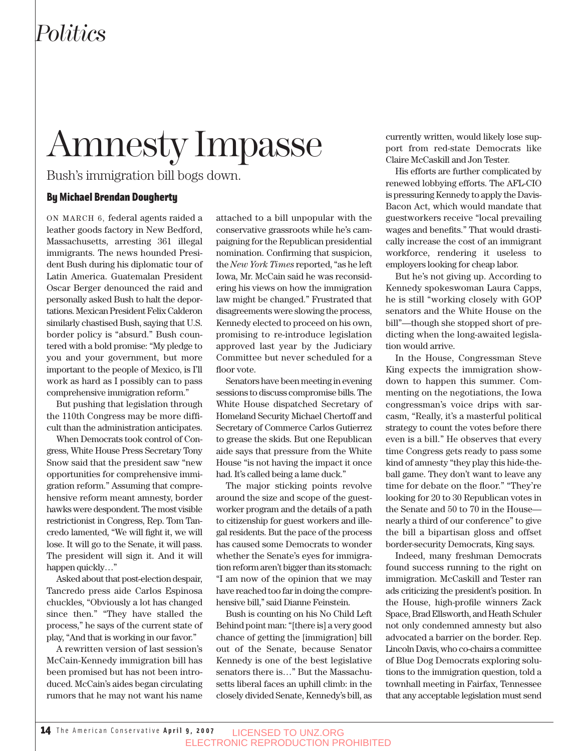*Politics*

# Amnesty Impasse

Bush's immigration bill bogs down.

**By Michael Brendan Dougherty**

ON MARCH 6, federal agents raided a leather goods factory in New Bedford, Massachusetts, arresting 361 illegal immigrants. The news hounded President Bush during his diplomatic tour of Latin America. Guatemalan President Oscar Berger denounced the raid and personally asked Bush to halt the deportations. Mexican President Felix Calderon similarly chastised Bush, saying that U.S. border policy is "absurd." Bush countered with a bold promise: "My pledge to you and your government, but more important to the people of Mexico, is I'll work as hard as I possibly can to pass comprehensive immigration reform."

But pushing that legislation through the 110th Congress may be more difficult than the administration anticipates.

When Democrats took control of Congress, White House Press Secretary Tony Snow said that the president saw "new opportunities for comprehensive immigration reform." Assuming that comprehensive reform meant amnesty, border hawks were despondent. The most visible restrictionist in Congress, Rep. Tom Tancredo lamented, "We will fight it, we will lose. It will go to the Senate, it will pass. The president will sign it. And it will happen quickly…"

Asked about that post-election despair, Tancredo press aide Carlos Espinosa chuckles, "Obviously a lot has changed since then." "They have stalled the process," he says of the current state of play, "And that is working in our favor."

A rewritten version of last session's McCain-Kennedy immigration bill has been promised but has not been introduced. McCain's aides began circulating rumors that he may not want his name attached to a bill unpopular with the conservative grassroots while he's campaigning for the Republican presidential nomination. Confirming that suspicion, the *New York Times* reported, "as he left Iowa, Mr. McCain said he was reconsidering his views on how the immigration law might be changed." Frustrated that disagreements were slowing the process, Kennedy elected to proceed on his own, promising to re-introduce legislation approved last year by the Judiciary Committee but never scheduled for a floor vote.

Senators have been meeting in evening sessions to discuss compromise bills. The White House dispatched Secretary of Homeland Security Michael Chertoff and Secretary of Commerce Carlos Gutierrez to grease the skids. But one Republican aide says that pressure from the White House "is not having the impact it once had. It's called being a lame duck."

The major sticking points revolve around the size and scope of the guestworker program and the details of a path to citizenship for guest workers and illegal residents. But the pace of the process has caused some Democrats to wonder whether the Senate's eyes for immigration reform aren't bigger than its stomach: "I am now of the opinion that we may have reached too far in doing the comprehensive bill," said Dianne Feinstein.

Bush is counting on his No Child Left Behind point man: "[there is] a very good chance of getting the [immigration] bill out of the Senate, because Senator Kennedy is one of the best legislative senators there is…" But the Massachusetts liberal faces an uphill climb: in the closely divided Senate, Kennedy's bill, as currently written, would likely lose support from red-state Democrats like Claire McCaskill and Jon Tester.

His efforts are further complicated by renewed lobbying efforts. The AFL-CIO is pressuring Kennedy to apply the Davis-Bacon Act, which would mandate that guestworkers receive "local prevailing wages and benefits." That would drastically increase the cost of an immigrant workforce, rendering it useless to employers looking for cheap labor.

But he's not giving up. According to Kennedy spokeswoman Laura Capps, he is still "working closely with GOP senators and the White House on the bill"—though she stopped short of predicting when the long-awaited legislation would arrive.

In the House, Congressman Steve King expects the immigration showdown to happen this summer. Commenting on the negotiations, the Iowa congressman's voice drips with sarcasm, "Really, it's a masterful political strategy to count the votes before there even is a bill." He observes that every time Congress gets ready to pass some kind of amnesty "they play this hide-the-ball game. They don't want to leave any time for debate on the floor." "They're looking for 20 to 30 Republican votes in the Senate and 50 to 70 in the House—nearly a third of our conference" to give the bill a bipartisan gloss and offset border-security Democrats, King says.

Indeed, many freshman Democrats found success running to the right on immigration. McCaskill and Tester ran ads criticizing the president's position. In the House, high-profile winners Zack Space, Brad Ellsworth, and Heath Schuler not only condemned amnesty but also advocated a barrier on the border. Rep. Lincoln Davis, who co-chairs a committee of Blue Dog Democrats exploring solutions to the immigration question, told a townhall meeting in Fairfax, Tennessee that any acceptable legislation must send